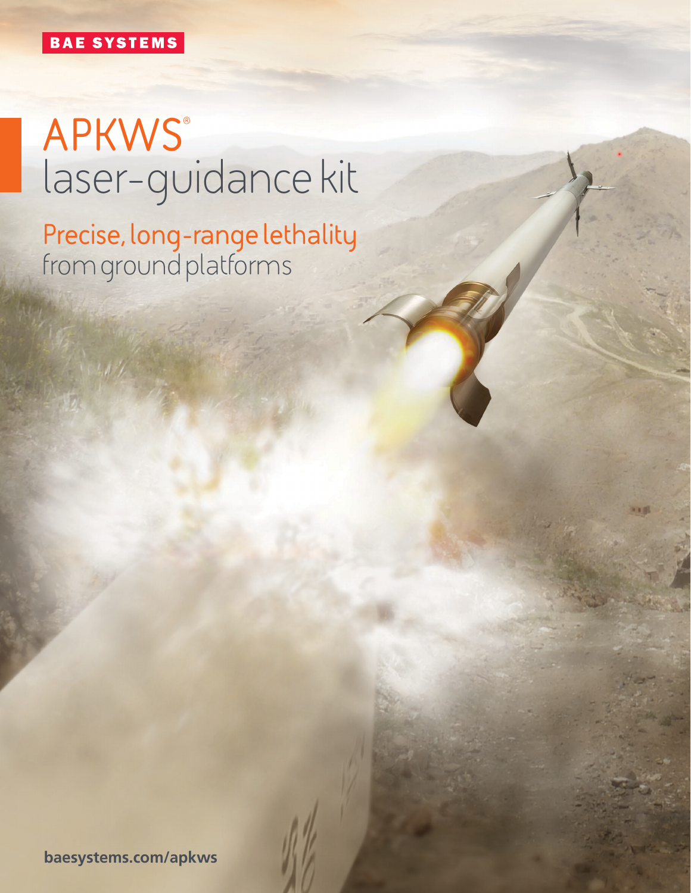BAE SYSTEMS

# APKWS®
# laser-guidance kit

## Precise, long-range lethality
from ground platforms

**baesystems.com/apkws**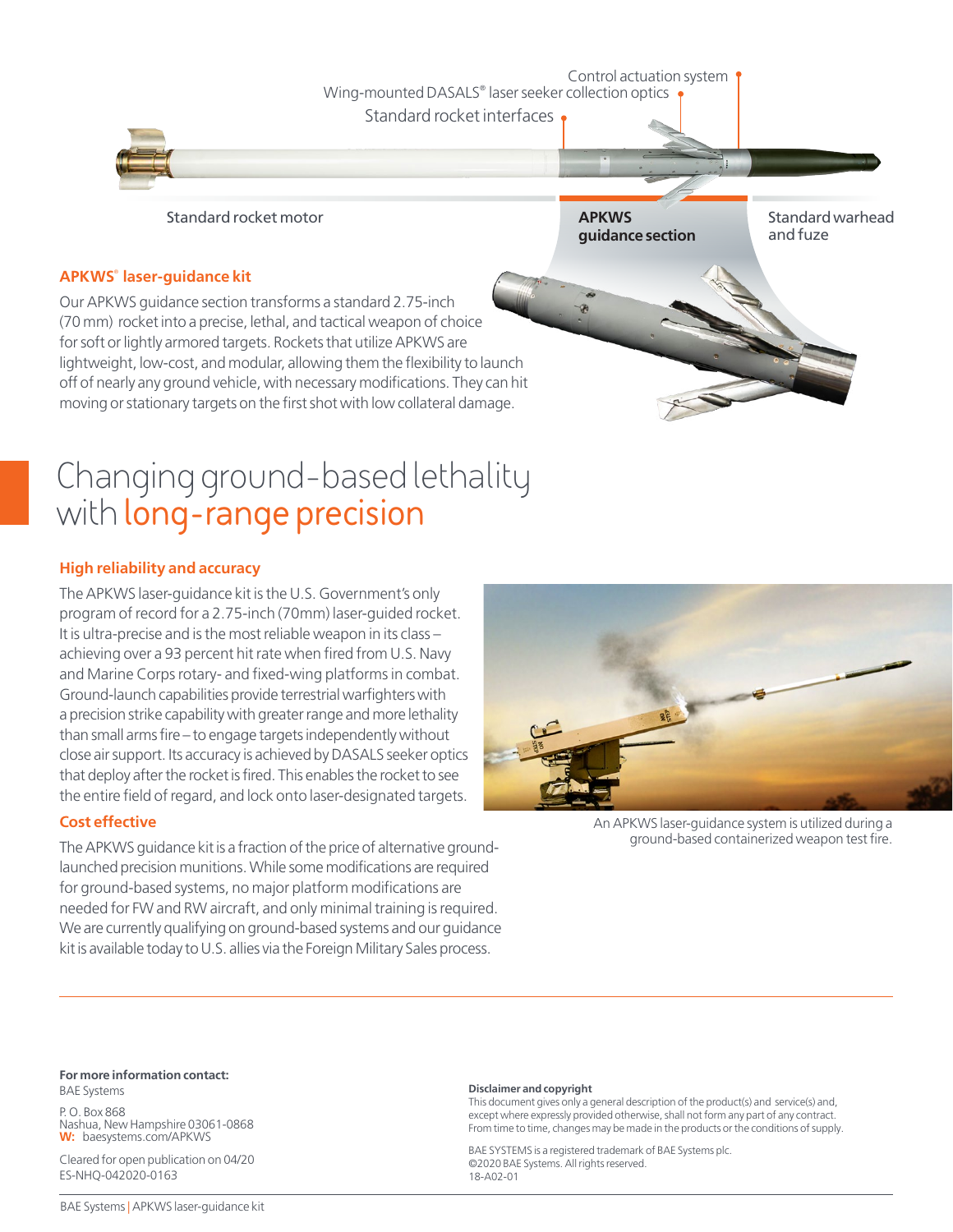Control actuation system

Wing-mounted DASALS® laser seeker collection optics

Standard rocket interfaces

Standard rocket motor

**APKWS guidance section**

Standard warhead and fuze

### APKWS® laser-guidance kit

Our APKWS guidance section transforms a standard 2.75-inch (70 mm) rocket into a precise, lethal, and tactical weapon of choice for soft or lightly armored targets. Rockets that utilize APKWS are lightweight, low-cost, and modular, allowing them the flexibility to launch off of nearly any ground vehicle, with necessary modifications. They can hit moving or stationary targets on the first shot with low collateral damage.

# Changing ground-based lethality with long-range precision

### High reliability and accuracy

The APKWS laser-guidance kit is the U.S. Government's only program of record for a 2.75-inch (70mm) laser-guided rocket. It is ultra-precise and is the most reliable weapon in its class – achieving over a 93 percent hit rate when fired from U.S. Navy and Marine Corps rotary- and fixed-wing platforms in combat. Ground-launch capabilities provide terrestrial warfighters with a precision strike capability with greater range and more lethality than small arms fire – to engage targets independently without close air support. Its accuracy is achieved by DASALS seeker optics that deploy after the rocket is fired. This enables the rocket to see the entire field of regard, and lock onto laser-designated targets.

An APKWS laser-guidance system is utilized during a ground-based containerized weapon test fire.

### Cost effective

The APKWS guidance kit is a fraction of the price of alternative ground-launched precision munitions. While some modifications are required for ground-based systems, no major platform modifications are needed for FW and RW aircraft, and only minimal training is required. We are currently qualifying on ground-based systems and our guidance kit is available today to U.S. allies via the Foreign Military Sales process.

---

**For more information contact:**
BAE Systems

P. O. Box 868
Nashua, New Hampshire 03061-0868
**W:** baesystems.com/APKWS

Cleared for open publication on 04/20
ES-NHQ-042020-0163

**Disclaimer and copyright**
This document gives only a general description of the product(s) and service(s) and, except where expressly provided otherwise, shall not form any part of any contract. From time to time, changes may be made in the products or the conditions of supply.

BAE SYSTEMS is a registered trademark of BAE Systems plc.
©2020 BAE Systems. All rights reserved.
18-A02-01